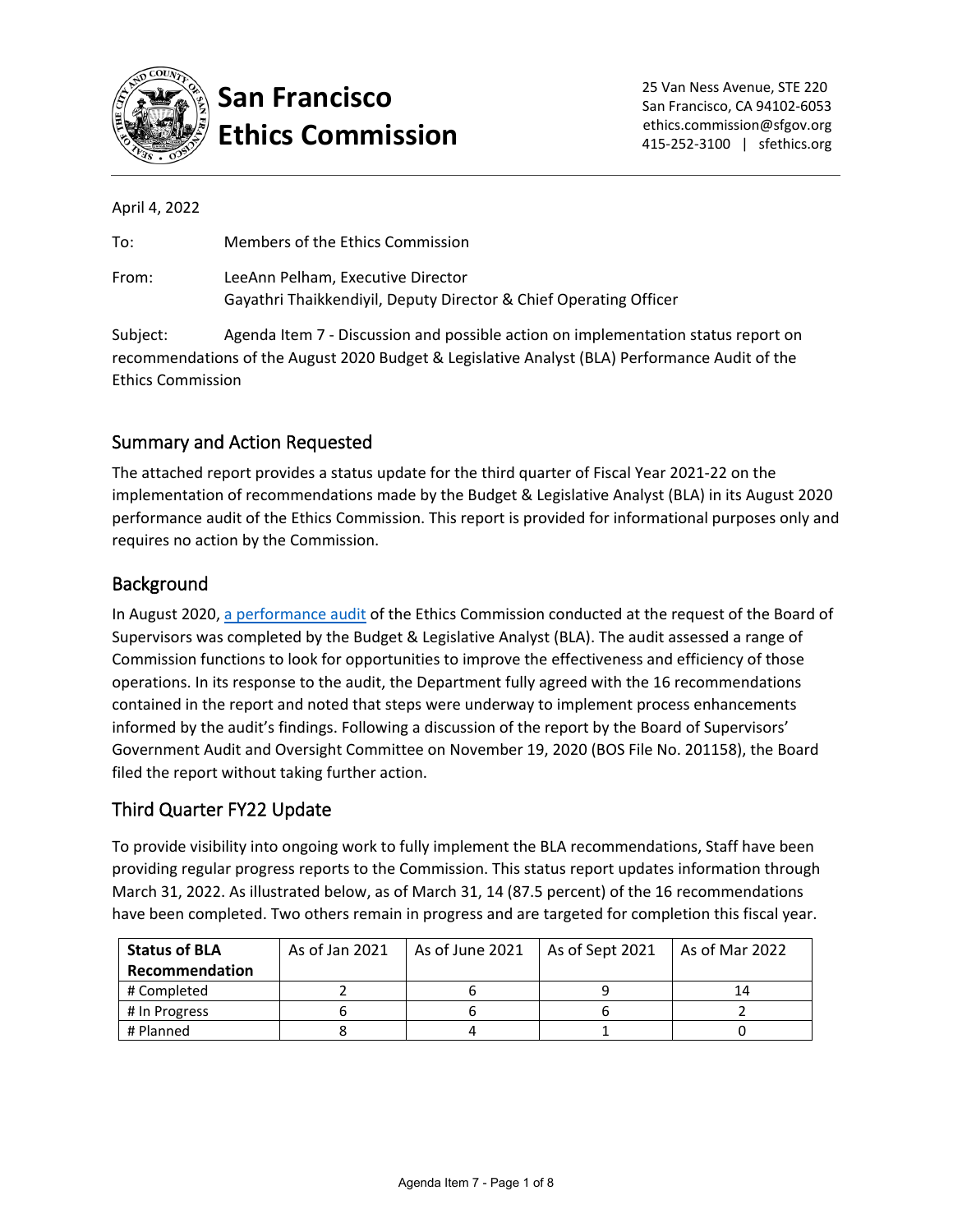# San Francisco Ethics Commission

25 Van Ness Avenue, STE 220
San Francisco, CA 94102-6053
ethics.commission@sfgov.org
415-252-3100 | sfethics.org

April 4, 2022

To: Members of the Ethics Commission

From: LeeAnn Pelham, Executive Director
Gayathri Thaikkendiyil, Deputy Director & Chief Operating Officer

Subject: Agenda Item 7 - Discussion and possible action on implementation status report on recommendations of the August 2020 Budget & Legislative Analyst (BLA) Performance Audit of the Ethics Commission

## Summary and Action Requested

The attached report provides a status update for the third quarter of Fiscal Year 2021-22 on the implementation of recommendations made by the Budget & Legislative Analyst (BLA) in its August 2020 performance audit of the Ethics Commission. This report is provided for informational purposes only and requires no action by the Commission.

## Background

In August 2020, [a performance audit] of the Ethics Commission conducted at the request of the Board of Supervisors was completed by the Budget & Legislative Analyst (BLA). The audit assessed a range of Commission functions to look for opportunities to improve the effectiveness and efficiency of those operations. In its response to the audit, the Department fully agreed with the 16 recommendations contained in the report and noted that steps were underway to implement process enhancements informed by the audit's findings. Following a discussion of the report by the Board of Supervisors' Government Audit and Oversight Committee on November 19, 2020 (BOS File No. 201158), the Board filed the report without taking further action.

## Third Quarter FY22 Update

To provide visibility into ongoing work to fully implement the BLA recommendations, Staff have been providing regular progress reports to the Commission. This status report updates information through March 31, 2022. As illustrated below, as of March 31, 14 (87.5 percent) of the 16 recommendations have been completed. Two others remain in progress and are targeted for completion this fiscal year.

| Status of BLA Recommendation | As of Jan 2021 | As of June 2021 | As of Sept 2021 | As of Mar 2022 |
|---|---|---|---|---|
| # Completed | 2 | 6 | 9 | 14 |
| # In Progress | 6 | 6 | 6 | 2 |
| # Planned | 8 | 4 | 1 | 0 |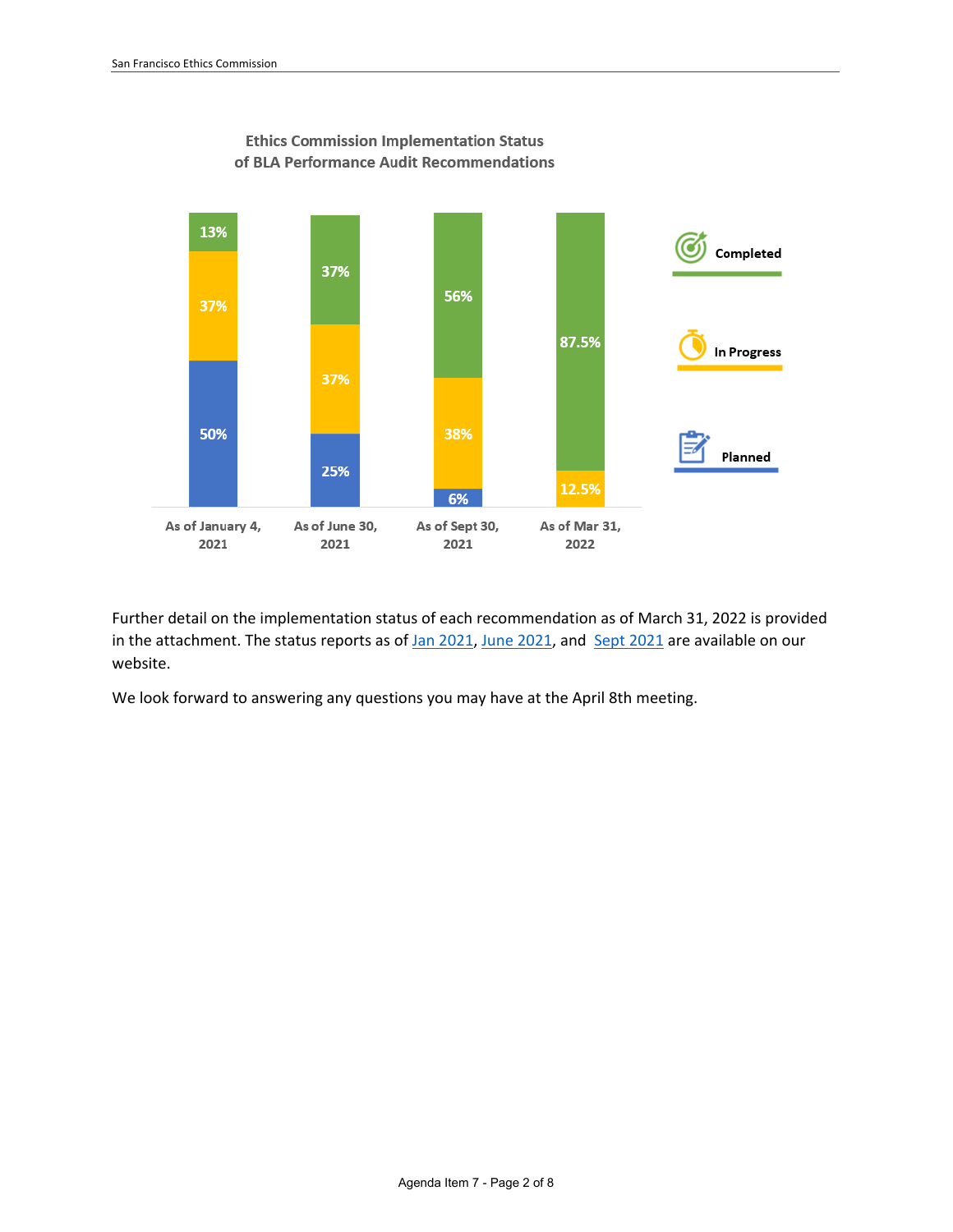**Ethics Commission Implementation Status of BLA Performance Audit Recommendations**

| Status | As of January 4, 2021 | As of June 30, 2021 | As of Sept 30, 2021 | As of Mar 31, 2022 |
|---|---|---|---|---|
| Completed | 13% | 37% | 56% | 87.5% |
| In Progress | 37% | 37% | 38% | 12.5% |
| Planned | 50% | 25% | 6% | |

Further detail on the implementation status of each recommendation as of March 31, 2022 is provided in the attachment. The status reports as of Jan 2021, June 2021, and Sept 2021 are available on our website.

We look forward to answering any questions you may have at the April 8th meeting.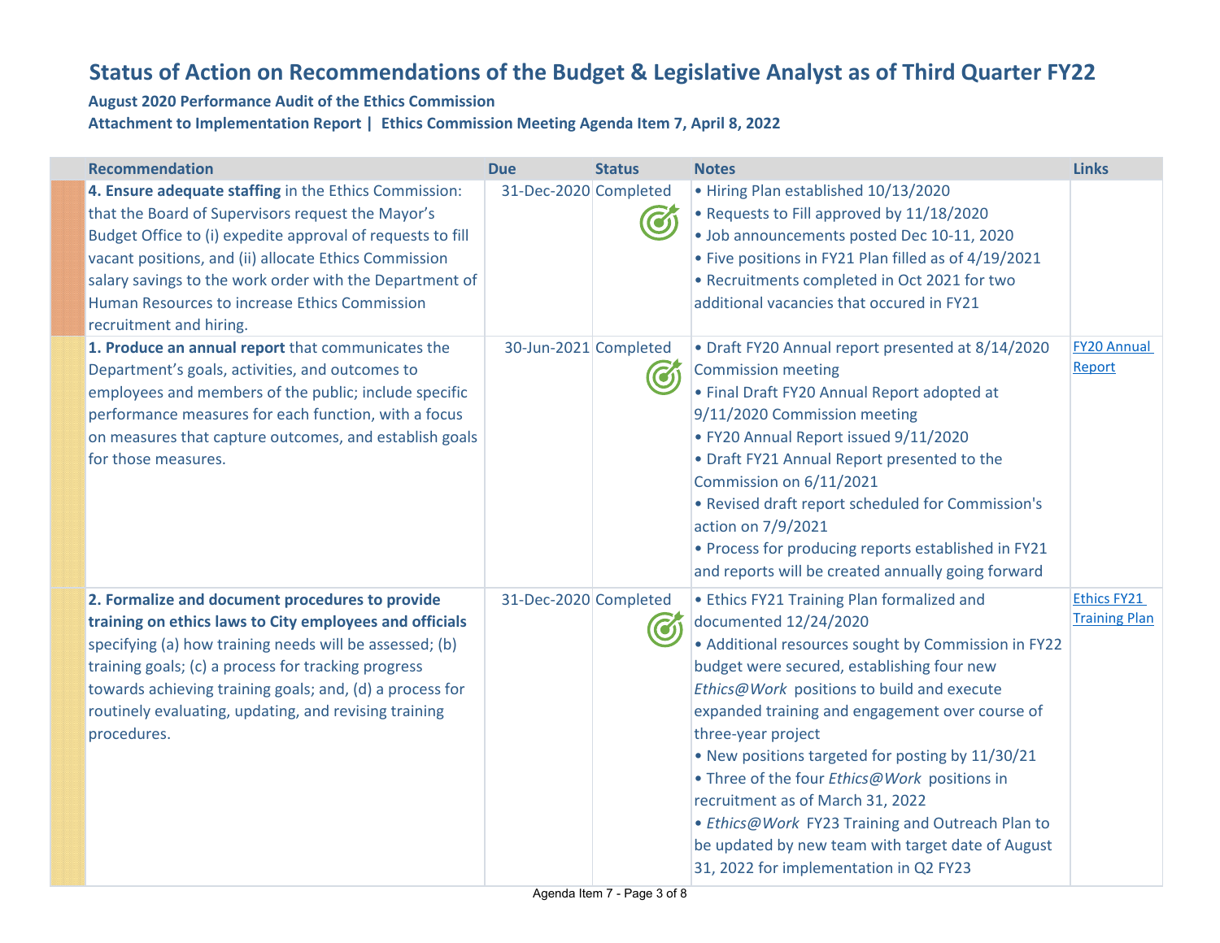# Status of Action on Recommendations of the Budget & Legislative Analyst as of Third Quarter FY22

**August 2020 Performance Audit of the Ethics Commission**

**Attachment to Implementation Report | Ethics Commission Meeting Agenda Item 7, April 8, 2022**

| Recommendation | Due | Status | Notes | Links |
|---|---|---|---|---|
| **4. Ensure adequate staffing** in the Ethics Commission: that the Board of Supervisors request the Mayor's Budget Office to (i) expedite approval of requests to fill vacant positions, and (ii) allocate Ethics Commission salary savings to the work order with the Department of Human Resources to increase Ethics Commission recruitment and hiring. | 31-Dec-2020 | Completed | • Hiring Plan established 10/13/2020<br>• Requests to Fill approved by 11/18/2020<br>• Job announcements posted Dec 10-11, 2020<br>• Five positions in FY21 Plan filled as of 4/19/2021<br>• Recruitments completed in Oct 2021 for two additional vacancies that occured in FY21 | |
| **1. Produce an annual report** that communicates the Department's goals, activities, and outcomes to employees and members of the public; include specific performance measures for each function, with a focus on measures that capture outcomes, and establish goals for those measures. | 30-Jun-2021 | Completed | • Draft FY20 Annual report presented at 8/14/2020 Commission meeting<br>• Final Draft FY20 Annual Report adopted at 9/11/2020 Commission meeting<br>• FY20 Annual Report issued 9/11/2020<br>• Draft FY21 Annual Report presented to the Commission on 6/11/2021<br>• Revised draft report scheduled for Commission's action on 7/9/2021<br>• Process for producing reports established in FY21 and reports will be created annually going forward | FY20 Annual Report |
| **2. Formalize and document procedures to provide training on ethics laws to City employees and officials** specifying (a) how training needs will be assessed; (b) training goals; (c) a process for tracking progress towards achieving training goals; and, (d) a process for routinely evaluating, updating, and revising training procedures. | 31-Dec-2020 | Completed | • Ethics FY21 Training Plan formalized and documented 12/24/2020<br>• Additional resources sought by Commission in FY22 budget were secured, establishing four new *Ethics@Work* positions to build and execute expanded training and engagement over course of three-year project<br>• New positions targeted for posting by 11/30/21<br>• Three of the four *Ethics@Work* positions in recruitment as of March 31, 2022<br>• *Ethics@Work* FY23 Training and Outreach Plan to be updated by new team with target date of August 31, 2022 for implementation in Q2 FY23 | Ethics FY21 Training Plan |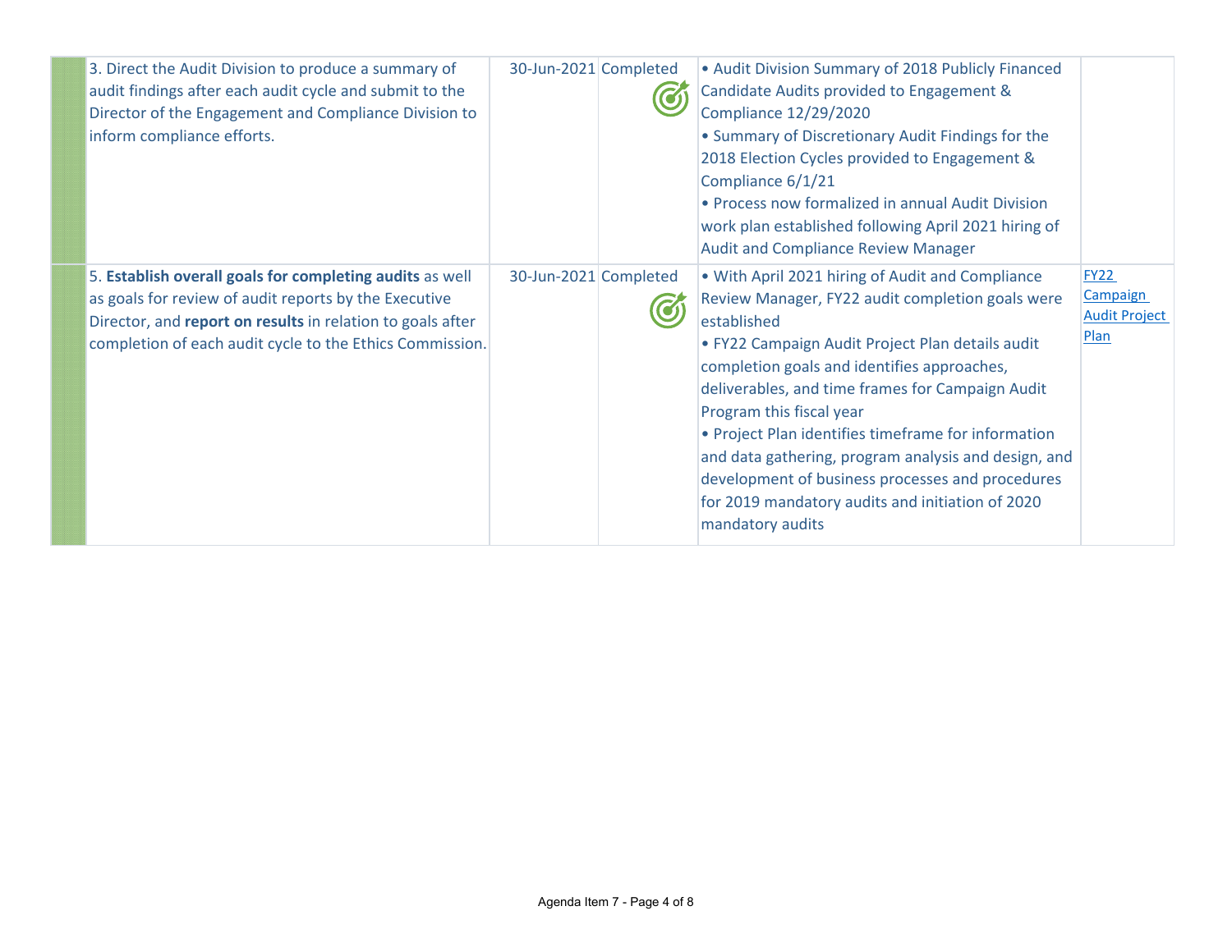|   | 3. Direct the Audit Division to produce a summary of audit findings after each audit cycle and submit to the Director of the Engagement and Compliance Division to inform compliance efforts. | 30-Jun-2021 | Completed | • Audit Division Summary of 2018 Publicly Financed Candidate Audits provided to Engagement & Compliance 12/29/2020<br>• Summary of Discretionary Audit Findings for the 2018 Election Cycles provided to Engagement & Compliance 6/1/21<br>• Process now formalized in annual Audit Division work plan established following April 2021 hiring of Audit and Compliance Review Manager |   |
|---|---|---|---|---|---|
|   | 5. **Establish overall goals for completing audits** as well as goals for review of audit reports by the Executive Director, and **report on results** in relation to goals after completion of each audit cycle to the Ethics Commission. | 30-Jun-2021 | Completed | • With April 2021 hiring of Audit and Compliance Review Manager, FY22 audit completion goals were established<br>• FY22 Campaign Audit Project Plan details audit completion goals and identifies approaches, deliverables, and time frames for Campaign Audit Program this fiscal year<br>• Project Plan identifies timeframe for information and data gathering, program analysis and design, and development of business processes and procedures for 2019 mandatory audits and initiation of 2020 mandatory audits | FY22 Campaign Audit Project Plan |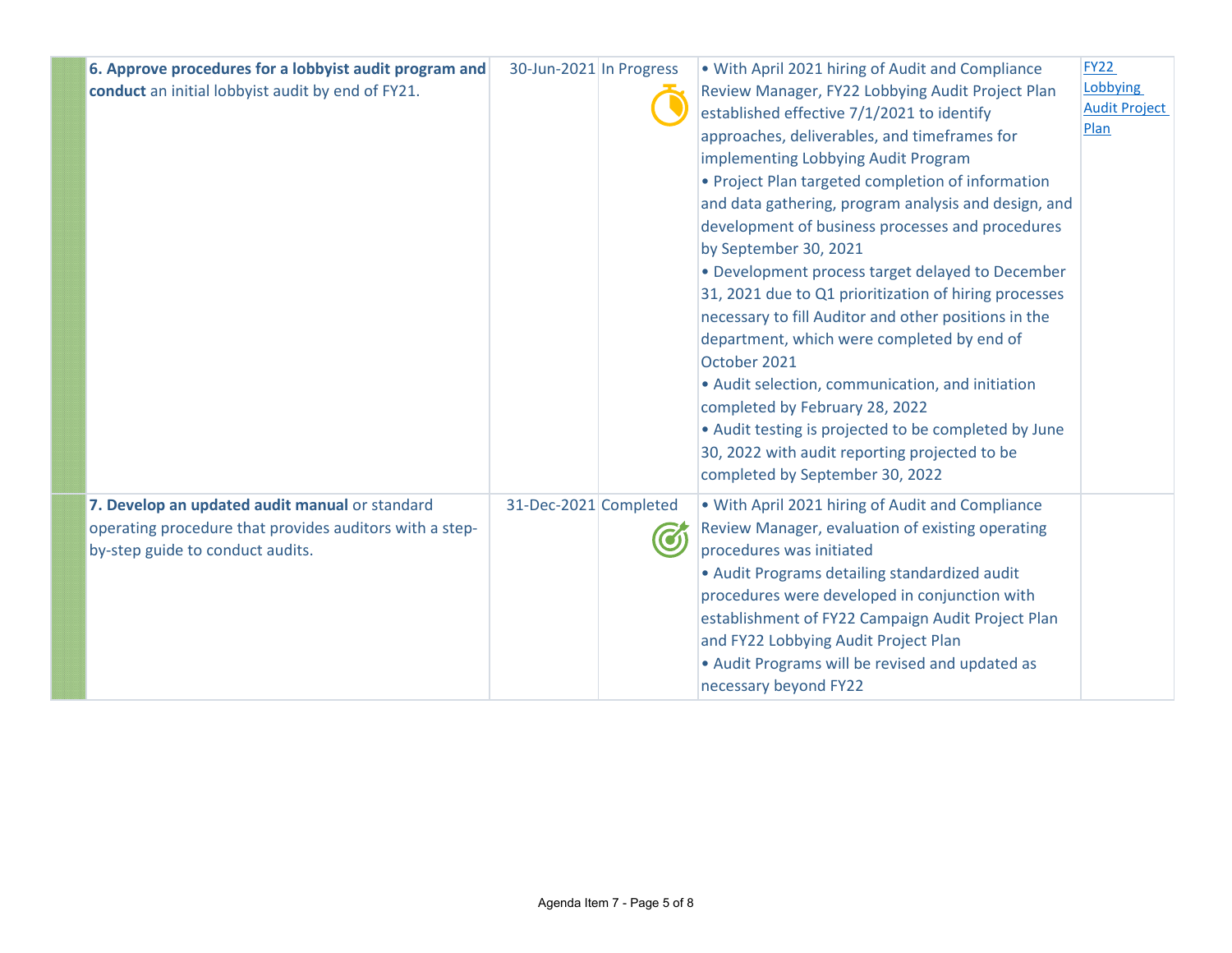| | Objective | Target Date | Status | Progress | Link |
|---|---|---|---|---|---|
| | **6. Approve procedures for a lobbyist audit program and conduct** an initial lobbyist audit by end of FY21. | 30-Jun-2021 | In Progress | • With April 2021 hiring of Audit and Compliance Review Manager, FY22 Lobbying Audit Project Plan established effective 7/1/2021 to identify approaches, deliverables, and timeframes for implementing Lobbying Audit Program<br>• Project Plan targeted completion of information and data gathering, program analysis and design, and development of business processes and procedures by September 30, 2021<br>• Development process target delayed to December 31, 2021 due to Q1 prioritization of hiring processes necessary to fill Auditor and other positions in the department, which were completed by end of October 2021<br>• Audit selection, communication, and initiation completed by February 28, 2022<br>• Audit testing is projected to be completed by June 30, 2022 with audit reporting projected to be completed by September 30, 2022 | FY22 Lobbying Audit Project Plan |
| | **7. Develop an updated audit manual** or standard operating procedure that provides auditors with a step-by-step guide to conduct audits. | 31-Dec-2021 | Completed | • With April 2021 hiring of Audit and Compliance Review Manager, evaluation of existing operating procedures was initiated<br>• Audit Programs detailing standardized audit procedures were developed in conjunction with establishment of FY22 Campaign Audit Project Plan and FY22 Lobbying Audit Project Plan<br>• Audit Programs will be revised and updated as necessary beyond FY22 | |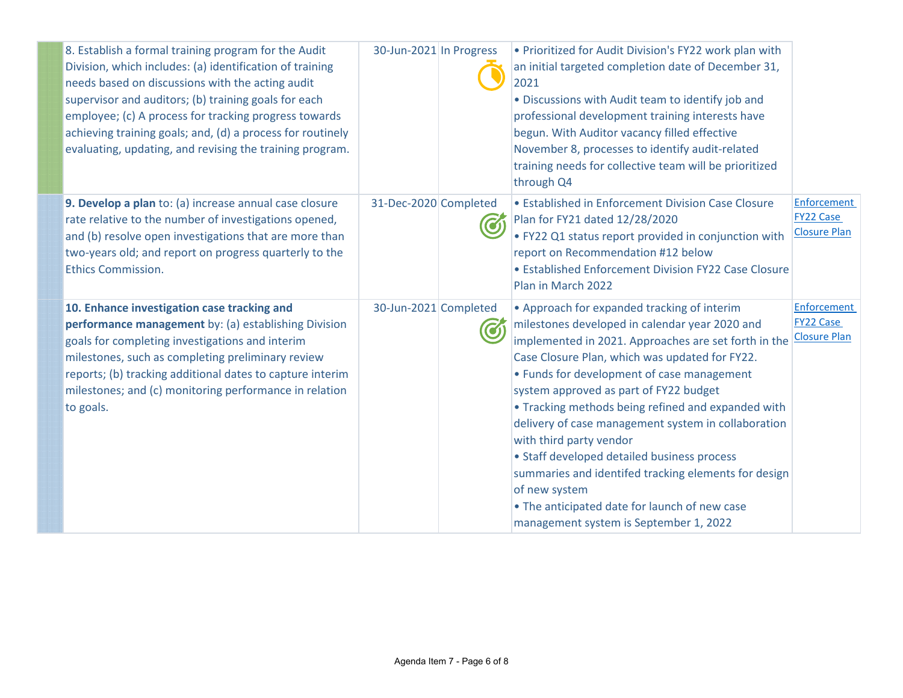| Recommendation | Due Date | Status | Progress | Link |
|---|---|---|---|---|
| 8. Establish a formal training program for the Audit Division, which includes: (a) identification of training needs based on discussions with the acting audit supervisor and auditors; (b) training goals for each employee; (c) A process for tracking progress towards achieving training goals; and, (d) a process for routinely evaluating, updating, and revising the training program. | 30-Jun-2021 | In Progress | • Prioritized for Audit Division's FY22 work plan with an initial targeted completion date of December 31, 2021<br>• Discussions with Audit team to identify job and professional development training interests have begun. With Auditor vacancy filled effective November 8, processes to identify audit-related training needs for collective team will be prioritized through Q4 | |
| **9. Develop a plan** to: (a) increase annual case closure rate relative to the number of investigations opened, and (b) resolve open investigations that are more than two-years old; and report on progress quarterly to the Ethics Commission. | 31-Dec-2020 | Completed | • Established in Enforcement Division Case Closure Plan for FY21 dated 12/28/2020<br>• FY22 Q1 status report provided in conjunction with report on Recommendation #12 below<br>• Established Enforcement Division FY22 Case Closure Plan in March 2022 | Enforcement FY22 Case Closure Plan |
| **10. Enhance investigation case tracking and performance management** by: (a) establishing Division goals for completing investigations and interim milestones, such as completing preliminary review reports; (b) tracking additional dates to capture interim milestones; and (c) monitoring performance in relation to goals. | 30-Jun-2021 | Completed | • Approach for expanded tracking of interim milestones developed in calendar year 2020 and implemented in 2021. Approaches are set forth in the Case Closure Plan, which was updated for FY22.<br>• Funds for development of case management system approved as part of FY22 budget<br>• Tracking methods being refined and expanded with delivery of case management system in collaboration with third party vendor<br>• Staff developed detailed business process summaries and identifed tracking elements for design of new system<br>• The anticipated date for launch of new case management system is September 1, 2022 | Enforcement FY22 Case Closure Plan |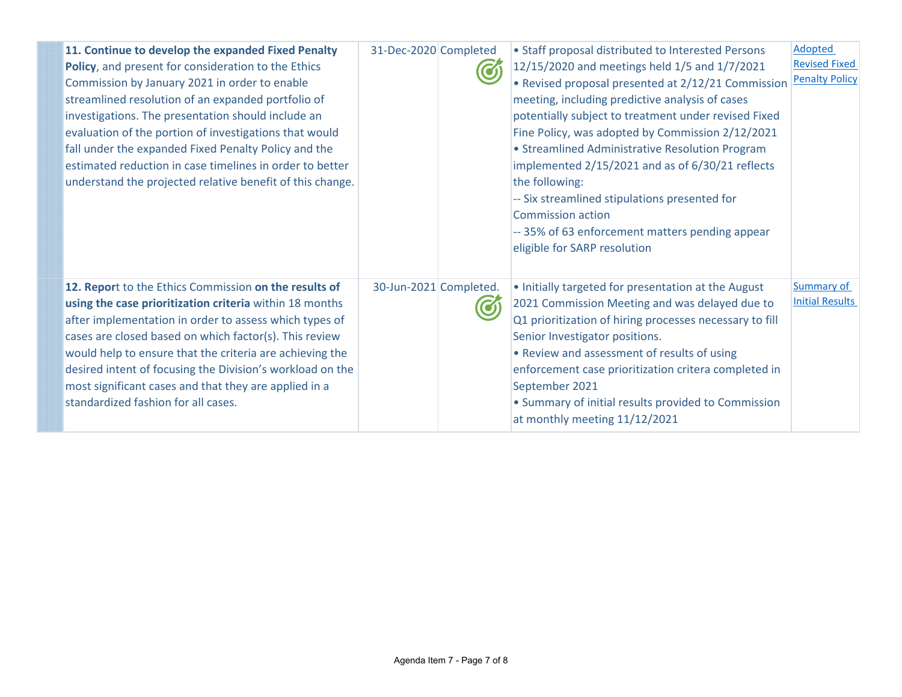| | Recommendation | Due Date | Status | Progress | Link |
|---|---|---|---|---|---|
| | **11. Continue to develop the expanded Fixed Penalty Policy**, and present for consideration to the Ethics Commission by January 2021 in order to enable streamlined resolution of an expanded portfolio of investigations. The presentation should include an evaluation of the portion of investigations that would fall under the expanded Fixed Penalty Policy and the estimated reduction in case timelines in order to better understand the projected relative benefit of this change. | 31-Dec-2020 | Completed | • Staff proposal distributed to Interested Persons 12/15/2020 and meetings held 1/5 and 1/7/2021<br>• Revised proposal presented at 2/12/21 Commission meeting, including predictive analysis of cases potentially subject to treatment under revised Fixed Fine Policy, was adopted by Commission 2/12/2021<br>• Streamlined Administrative Resolution Program implemented 2/15/2021 and as of 6/30/21 reflects the following:<br>-- Six streamlined stipulations presented for Commission action<br>-- 35% of 63 enforcement matters pending appear eligible for SARP resolution | Adopted Revised Fixed Penalty Policy |
| | **12. Repor**t to the Ethics Commission **on the results of using the case prioritization criteria** within 18 months after implementation in order to assess which types of cases are closed based on which factor(s). This review would help to ensure that the criteria are achieving the desired intent of focusing the Division's workload on the most significant cases and that they are applied in a standardized fashion for all cases. | 30-Jun-2021 | Completed. | • Initially targeted for presentation at the August 2021 Commission Meeting and was delayed due to Q1 prioritization of hiring processes necessary to fill Senior Investigator positions.<br>• Review and assessment of results of using enforcement case prioritization critera completed in September 2021<br>• Summary of initial results provided to Commission at monthly meeting 11/12/2021 | Summary of Initial Results |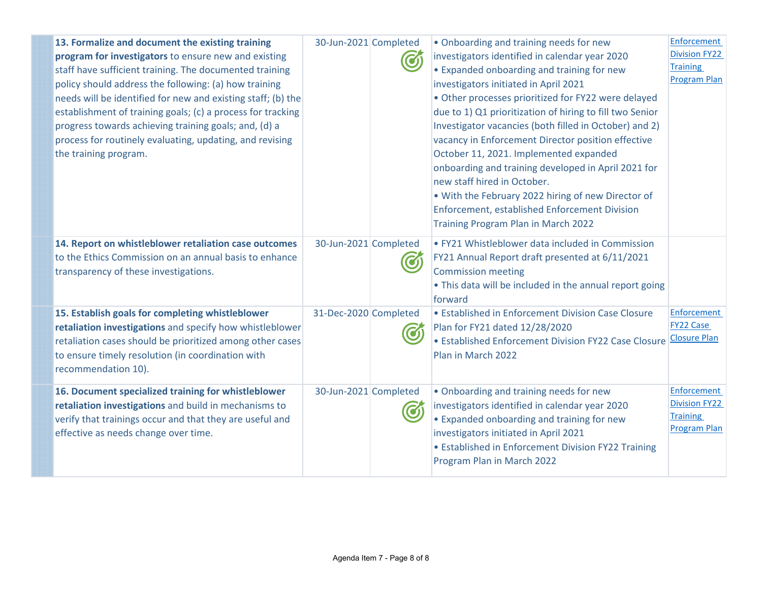| | | | | | |
|---|---|---|---|---|---|
| | **13. Formalize and document the existing training program for investigators** to ensure new and existing staff have sufficient training. The documented training policy should address the following: (a) how training needs will be identified for new and existing staff; (b) the establishment of training goals; (c) a process for tracking progress towards achieving training goals; and, (d) a process for routinely evaluating, updating, and revising the training program. | 30-Jun-2021 | Completed | • Onboarding and training needs for new investigators identified in calendar year 2020<br>• Expanded onboarding and training for new investigators initiated in April 2021<br>• Other processes prioritized for FY22 were delayed due to 1) Q1 prioritization of hiring to fill two Senior Investigator vacancies (both filled in October) and 2) vacancy in Enforcement Director position effective October 11, 2021. Implemented expanded onboarding and training developed in April 2021 for new staff hired in October.<br>• With the February 2022 hiring of new Director of Enforcement, established Enforcement Division Training Program Plan in March 2022 | Enforcement Division FY22 Training Program Plan |
| | **14. Report on whistleblower retaliation case outcomes** to the Ethics Commission on an annual basis to enhance transparency of these investigations. | 30-Jun-2021 | Completed | • FY21 Whistleblower data included in Commission FY21 Annual Report draft presented at 6/11/2021 Commission meeting<br>• This data will be included in the annual report going forward | |
| | **15. Establish goals for completing whistleblower retaliation investigations** and specify how whistleblower retaliation cases should be prioritized among other cases to ensure timely resolution (in coordination with recommendation 10). | 31-Dec-2020 | Completed | • Established in Enforcement Division Case Closure Plan for FY21 dated 12/28/2020<br>• Established Enforcement Division FY22 Case Closure Plan in March 2022 | Enforcement FY22 Case Closure Plan |
| | **16. Document specialized training for whistleblower retaliation investigations** and build in mechanisms to verify that trainings occur and that they are useful and effective as needs change over time. | 30-Jun-2021 | Completed | • Onboarding and training needs for new investigators identified in calendar year 2020<br>• Expanded onboarding and training for new investigators initiated in April 2021<br>• Established in Enforcement Division FY22 Training Program Plan in March 2022 | Enforcement Division FY22 Training Program Plan |

Agenda Item 7 - Page 8 of 8